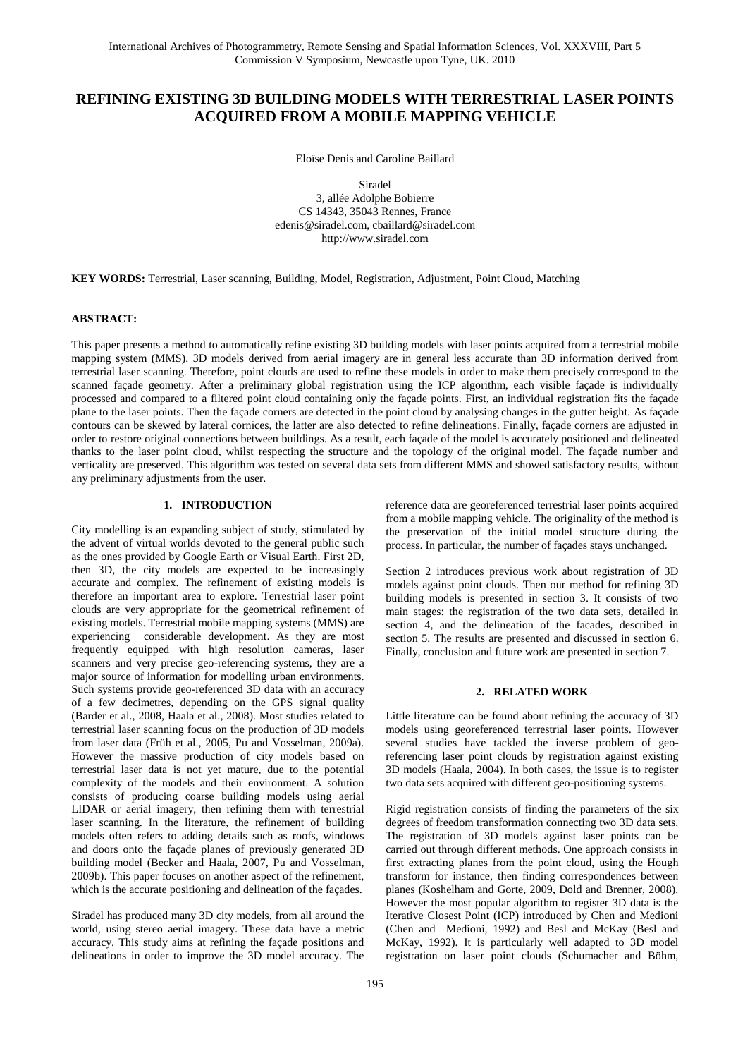# REFINING EXISTING 3D BUILDING MODELS WITH TERRESTRIAL LASER POINTS ACQUIRED FROM A MOBILE MAPPING VEHICLE

Eloïse Denis and Caroline Baillard

Siradel
3, allée Adolphe Bobierre
CS 14343, 35043 Rennes, France
edenis@siradel.com, cbaillard@siradel.com
http://www.siradel.com

**KEY WORDS:** Terrestrial, Laser scanning, Building, Model, Registration, Adjustment, Point Cloud, Matching

**ABSTRACT:**

This paper presents a method to automatically refine existing 3D building models with laser points acquired from a terrestrial mobile mapping system (MMS). 3D models derived from aerial imagery are in general less accurate than 3D information derived from terrestrial laser scanning. Therefore, point clouds are used to refine these models in order to make them precisely correspond to the scanned façade geometry. After a preliminary global registration using the ICP algorithm, each visible façade is individually processed and compared to a filtered point cloud containing only the façade points. First, an individual registration fits the façade plane to the laser points. Then the façade corners are detected in the point cloud by analysing changes in the gutter height. As façade contours can be skewed by lateral cornices, the latter are also detected to refine delineations. Finally, façade corners are adjusted in order to restore original connections between buildings. As a result, each façade of the model is accurately positioned and delineated thanks to the laser point cloud, whilst respecting the structure and the topology of the original model. The façade number and verticality are preserved. This algorithm was tested on several data sets from different MMS and showed satisfactory results, without any preliminary adjustments from the user.

## 1. INTRODUCTION

City modelling is an expanding subject of study, stimulated by the advent of virtual worlds devoted to the general public such as the ones provided by Google Earth or Visual Earth. First 2D, then 3D, the city models are expected to be increasingly accurate and complex. The refinement of existing models is therefore an important area to explore. Terrestrial laser point clouds are very appropriate for the geometrical refinement of existing models. Terrestrial mobile mapping systems (MMS) are experiencing considerable development. As they are most frequently equipped with high resolution cameras, laser scanners and very precise geo-referencing systems, they are a major source of information for modelling urban environments. Such systems provide geo-referenced 3D data with an accuracy of a few decimetres, depending on the GPS signal quality (Barder et al., 2008, Haala et al., 2008). Most studies related to terrestrial laser scanning focus on the production of 3D models from laser data (Früh et al., 2005, Pu and Vosselman, 2009a). However the massive production of city models based on terrestrial laser data is not yet mature, due to the potential complexity of the models and their environment. A solution consists of producing coarse building models using aerial LIDAR or aerial imagery, then refining them with terrestrial laser scanning. In the literature, the refinement of building models often refers to adding details such as roofs, windows and doors onto the façade planes of previously generated 3D building model (Becker and Haala, 2007, Pu and Vosselman, 2009b). This paper focuses on another aspect of the refinement, which is the accurate positioning and delineation of the façades.

Siradel has produced many 3D city models, from all around the world, using stereo aerial imagery. These data have a metric accuracy. This study aims at refining the façade positions and delineations in order to improve the 3D model accuracy. The reference data are georeferenced terrestrial laser points acquired from a mobile mapping vehicle. The originality of the method is the preservation of the initial model structure during the process. In particular, the number of façades stays unchanged.

Section 2 introduces previous work about registration of 3D models against point clouds. Then our method for refining 3D building models is presented in section 3. It consists of two main stages: the registration of the two data sets, detailed in section 4, and the delineation of the facades, described in section 5. The results are presented and discussed in section 6. Finally, conclusion and future work are presented in section 7.

## 2. RELATED WORK

Little literature can be found about refining the accuracy of 3D models using georeferenced terrestrial laser points. However several studies have tackled the inverse problem of geo-referencing laser point clouds by registration against existing 3D models (Haala, 2004). In both cases, the issue is to register two data sets acquired with different geo-positioning systems.

Rigid registration consists of finding the parameters of the six degrees of freedom transformation connecting two 3D data sets. The registration of 3D models against laser points can be carried out through different methods. One approach consists in first extracting planes from the point cloud, using the Hough transform for instance, then finding correspondences between planes (Koshelham and Gorte, 2009, Dold and Brenner, 2008). However the most popular algorithm to register 3D data is the Iterative Closest Point (ICP) introduced by Chen and Medioni (Chen and Medioni, 1992) and Besl and McKay (Besl and McKay, 1992). It is particularly well adapted to 3D model registration on laser point clouds (Schumacher and Böhm,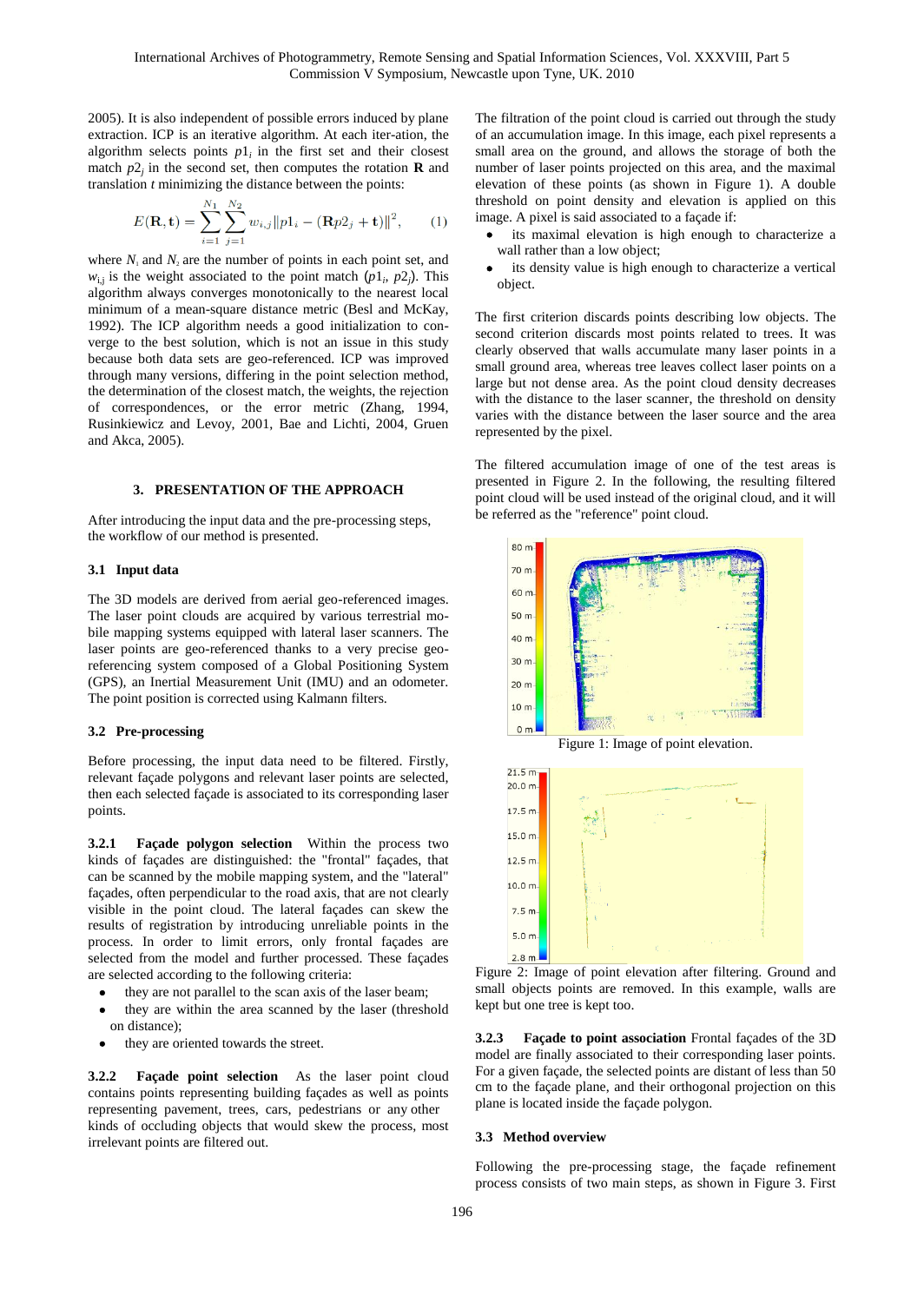2005). It is also independent of possible errors induced by plane extraction. ICP is an iterative algorithm. At each iter-ation, the algorithm selects points $p1_i$ in the first set and their closest match $p2_j$ in the second set, then computes the rotation **R** and translation $t$ minimizing the distance between the points:

$$E(\mathbf{R}, \mathbf{t}) = \sum_{i=1}^{N_1} \sum_{j=1}^{N_2} w_{i,j} \| p1_i - (\mathbf{R}p2_j + \mathbf{t}) \|^2, \qquad (1)$$

where $N_1$ and $N_2$ are the number of points in each point set, and $w_{i,j}$ is the weight associated to the point match ($p1_i$, $p2_j$). This algorithm always converges monotonically to the nearest local minimum of a mean-square distance metric (Besl and McKay, 1992). The ICP algorithm needs a good initialization to con-verge to the best solution, which is not an issue in this study because both data sets are geo-referenced. ICP was improved through many versions, differing in the point selection method, the determination of the closest match, the weights, the rejection of correspondences, or the error metric (Zhang, 1994, Rusinkiewicz and Levoy, 2001, Bae and Lichti, 2004, Gruen and Akca, 2005).

## 3. PRESENTATION OF THE APPROACH

After introducing the input data and the pre-processing steps, the workflow of our method is presented.

### 3.1 Input data

The 3D models are derived from aerial geo-referenced images. The laser point clouds are acquired by various terrestrial mo-bile mapping systems equipped with lateral laser scanners. The laser points are geo-referenced thanks to a very precise geo-referencing system composed of a Global Positioning System (GPS), an Inertial Measurement Unit (IMU) and an odometer. The point position is corrected using Kalmann filters.

### 3.2 Pre-processing

Before processing, the input data need to be filtered. Firstly, relevant façade polygons and relevant laser points are selected, then each selected façade is associated to its corresponding laser points.

**3.2.1 Façade polygon selection** Within the process two kinds of façades are distinguished: the "frontal" façades, that can be scanned by the mobile mapping system, and the "lateral" façades, often perpendicular to the road axis, that are not clearly visible in the point cloud. The lateral façades can skew the results of registration by introducing unreliable points in the process. In order to limit errors, only frontal façades are selected from the model and further processed. These façades are selected according to the following criteria:

- they are not parallel to the scan axis of the laser beam;
- they are within the area scanned by the laser (threshold on distance);
- they are oriented towards the street.

**3.2.2 Façade point selection** As the laser point cloud contains points representing building façades as well as points representing pavement, trees, cars, pedestrians or any other kinds of occluding objects that would skew the process, most irrelevant points are filtered out.

The filtration of the point cloud is carried out through the study of an accumulation image. In this image, each pixel represents a small area on the ground, and allows the storage of both the number of laser points projected on this area, and the maximal elevation of these points (as shown in Figure 1). A double threshold on point density and elevation is applied on this image. A pixel is said associated to a façade if:

- its maximal elevation is high enough to characterize a wall rather than a low object;
- its density value is high enough to characterize a vertical object.

The first criterion discards points describing low objects. The second criterion discards most points related to trees. It was clearly observed that walls accumulate many laser points in a small ground area, whereas tree leaves collect laser points on a large but not dense area. As the point cloud density decreases with the distance to the laser scanner, the threshold on density varies with the distance between the laser source and the area represented by the pixel.

The filtered accumulation image of one of the test areas is presented in Figure 2. In the following, the resulting filtered point cloud will be used instead of the original cloud, and it will be referred as the "reference" point cloud.

80 m
70 m
60 m
50 m
40 m
30 m
20 m
10 m
0 m

Figure 1: Image of point elevation.

21.5 m
20.0 m
17.5 m
15.0 m
12.5 m
10.0 m
7.5 m
5.0 m
2.8 m

Figure 2: Image of point elevation after filtering. Ground and small objects points are removed. In this example, walls are kept but one tree is kept too.

**3.2.3 Façade to point association** Frontal façades of the 3D model are finally associated to their corresponding laser points. For a given façade, the selected points are distant of less than 50 cm to the façade plane, and their orthogonal projection on this plane is located inside the façade polygon.

### 3.3 Method overview

Following the pre-processing stage, the façade refinement process consists of two main steps, as shown in Figure 3. First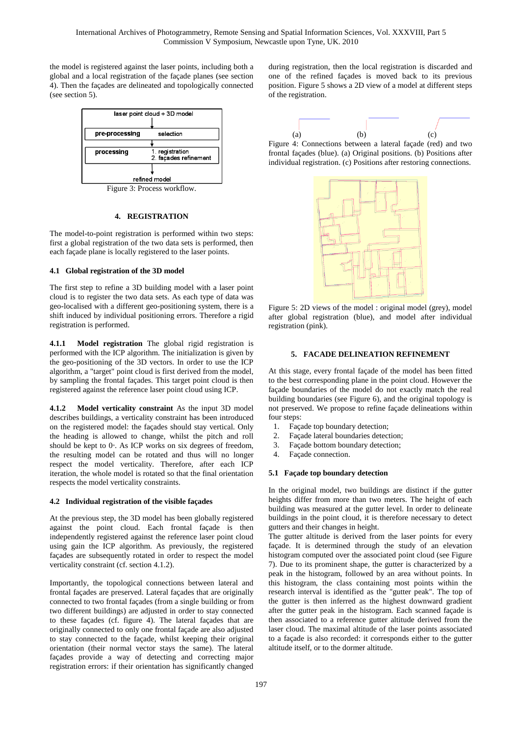the model is registered against the laser points, including both a global and a local registration of the façade planes (see section 4). Then the façades are delineated and topologically connected (see section 5).

| laser point cloud + 3D model | |
|---|---|
| pre-processing | selection |
| processing | 1. registration<br>2. façades refinement |
| refined model | |

Figure 3: Process workflow.

## 4. REGISTRATION

The model-to-point registration is performed within two steps: first a global registration of the two data sets is performed, then each façade plane is locally registered to the laser points.

### 4.1 Global registration of the 3D model

The first step to refine a 3D building model with a laser point cloud is to register the two data sets. As each type of data was geo-localised with a different geo-positioning system, there is a shift induced by individual positioning errors. Therefore a rigid registration is performed.

**4.1.1 Model registration** The global rigid registration is performed with the ICP algorithm. The initialization is given by the geo-positioning of the 3D vectors. In order to use the ICP algorithm, a "target" point cloud is first derived from the model, by sampling the frontal façades. This target point cloud is then registered against the reference laser point cloud using ICP.

**4.1.2 Model verticality constraint** As the input 3D model describes buildings, a verticality constraint has been introduced on the registered model: the façades should stay vertical. Only the heading is allowed to change, whilst the pitch and roll should be kept to 0°. As ICP works on six degrees of freedom, the resulting model can be rotated and thus will no longer respect the model verticality. Therefore, after each ICP iteration, the whole model is rotated so that the final orientation respects the model verticality constraints.

### 4.2 Individual registration of the visible façades

At the previous step, the 3D model has been globally registered against the point cloud. Each frontal façade is then independently registered against the reference laser point cloud using gain the ICP algorithm. As previously, the registered façades are subsequently rotated in order to respect the model verticality constraint (cf. section 4.1.2).

Importantly, the topological connections between lateral and frontal façades are preserved. Lateral façades that are originally connected to two frontal façades (from a single building or from two different buildings) are adjusted in order to stay connected to these façades (cf. figure 4). The lateral façades that are originally connected to only one frontal façade are also adjusted to stay connected to the façade, whilst keeping their original orientation (their normal vector stays the same). The lateral façades provide a way of detecting and correcting major registration errors: if their orientation has significantly changed during registration, then the local registration is discarded and one of the refined façades is moved back to its previous position. Figure 5 shows a 2D view of a model at different steps of the registration.

(a) (b) (c)

Figure 4: Connections between a lateral façade (red) and two frontal façades (blue). (a) Original positions. (b) Positions after individual registration. (c) Positions after restoring connections.

Figure 5: 2D views of the model : original model (grey), model after global registration (blue), and model after individual registration (pink).

## 5. FACADE DELINEATION REFINEMENT

At this stage, every frontal façade of the model has been fitted to the best corresponding plane in the point cloud. However the façade boundaries of the model do not exactly match the real building boundaries (see Figure 6), and the original topology is not preserved. We propose to refine façade delineations within four steps:

1. Façade top boundary detection;
2. Façade lateral boundaries detection;
3. Façade bottom boundary detection;
4. Façade connection.

### 5.1 Façade top boundary detection

In the original model, two buildings are distinct if the gutter heights differ from more than two meters. The height of each building was measured at the gutter level. In order to delineate buildings in the point cloud, it is therefore necessary to detect gutters and their changes in height.

The gutter altitude is derived from the laser points for every façade. It is determined through the study of an elevation histogram computed over the associated point cloud (see Figure 7). Due to its prominent shape, the gutter is characterized by a peak in the histogram, followed by an area without points. In this histogram, the class containing most points within the research interval is identified as the "gutter peak". The top of the gutter is then inferred as the highest downward gradient after the gutter peak in the histogram. Each scanned façade is then associated to a reference gutter altitude derived from the laser cloud. The maximal altitude of the laser points associated to a façade is also recorded: it corresponds either to the gutter altitude itself, or to the dormer altitude.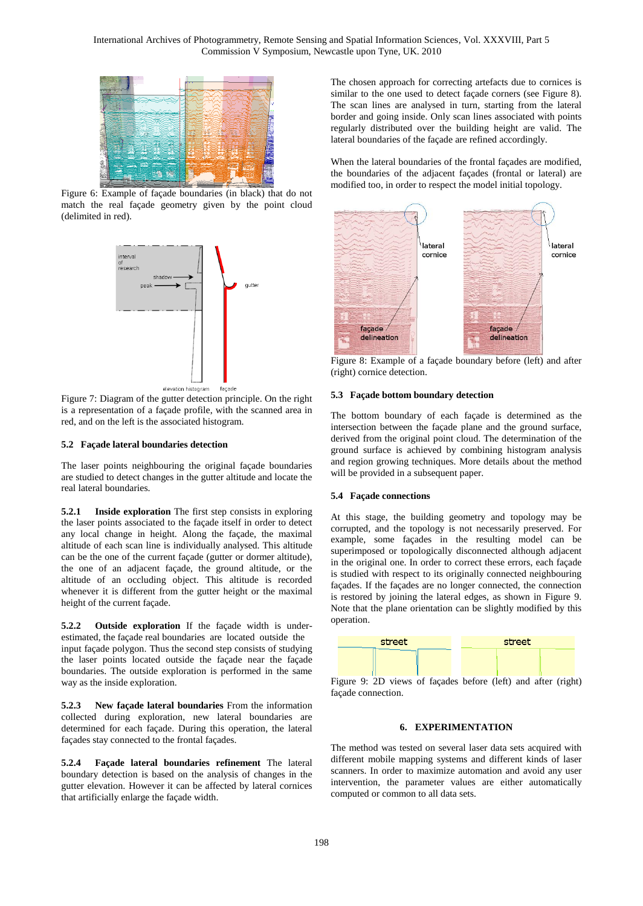Figure 6: Example of façade boundaries (in black) that do not match the real façade geometry given by the point cloud (delimited in red).

interval of research

shadow

peak

gutter

elevation histogram

façade

Figure 7: Diagram of the gutter detection principle. On the right is a representation of a façade profile, with the scanned area in red, and on the left is the associated histogram.

### 5.2 Façade lateral boundaries detection

The laser points neighbouring the original façade boundaries are studied to detect changes in the gutter altitude and locate the real lateral boundaries.

**5.2.1 Inside exploration** The first step consists in exploring the laser points associated to the façade itself in order to detect any local change in height. Along the façade, the maximal altitude of each scan line is individually analysed. This altitude can be the one of the current façade (gutter or dormer altitude), the one of an adjacent façade, the ground altitude, or the altitude of an occluding object. This altitude is recorded whenever it is different from the gutter height or the maximal height of the current façade.

**5.2.2 Outside exploration** If the façade width is under-estimated, the façade real boundaries are located outside the input façade polygon. Thus the second step consists of studying the laser points located outside the façade near the façade boundaries. The outside exploration is performed in the same way as the inside exploration.

**5.2.3 New façade lateral boundaries** From the information collected during exploration, new lateral boundaries are determined for each façade. During this operation, the lateral façades stay connected to the frontal façades.

**5.2.4 Façade lateral boundaries refinement** The lateral boundary detection is based on the analysis of changes in the gutter elevation. However it can be affected by lateral cornices that artificially enlarge the façade width.

The chosen approach for correcting artefacts due to cornices is similar to the one used to detect façade corners (see Figure 8). The scan lines are analysed in turn, starting from the lateral border and going inside. Only scan lines associated with points regularly distributed over the building height are valid. The lateral boundaries of the façade are refined accordingly.

When the lateral boundaries of the frontal façades are modified, the boundaries of the adjacent façades (frontal or lateral) are modified too, in order to respect the model initial topology.

lateral cornice

façade delineation

lateral cornice

façade delineation

Figure 8: Example of a façade boundary before (left) and after (right) cornice detection.

### 5.3 Façade bottom boundary detection

The bottom boundary of each façade is determined as the intersection between the façade plane and the ground surface, derived from the original point cloud. The determination of the ground surface is achieved by combining histogram analysis and region growing techniques. More details about the method will be provided in a subsequent paper.

### 5.4 Façade connections

At this stage, the building geometry and topology may be corrupted, and the topology is not necessarily preserved. For example, some façades in the resulting model can be superimposed or topologically disconnected although adjacent in the original one. In order to correct these errors, each façade is studied with respect to its originally connected neighbouring façades. If the façades are no longer connected, the connection is restored by joining the lateral edges, as shown in Figure 9. Note that the plane orientation can be slightly modified by this operation.

street

street

Figure 9: 2D views of façades before (left) and after (right) façade connection.

## 6. EXPERIMENTATION

The method was tested on several laser data sets acquired with different mobile mapping systems and different kinds of laser scanners. In order to maximize automation and avoid any user intervention, the parameter values are either automatically computed or common to all data sets.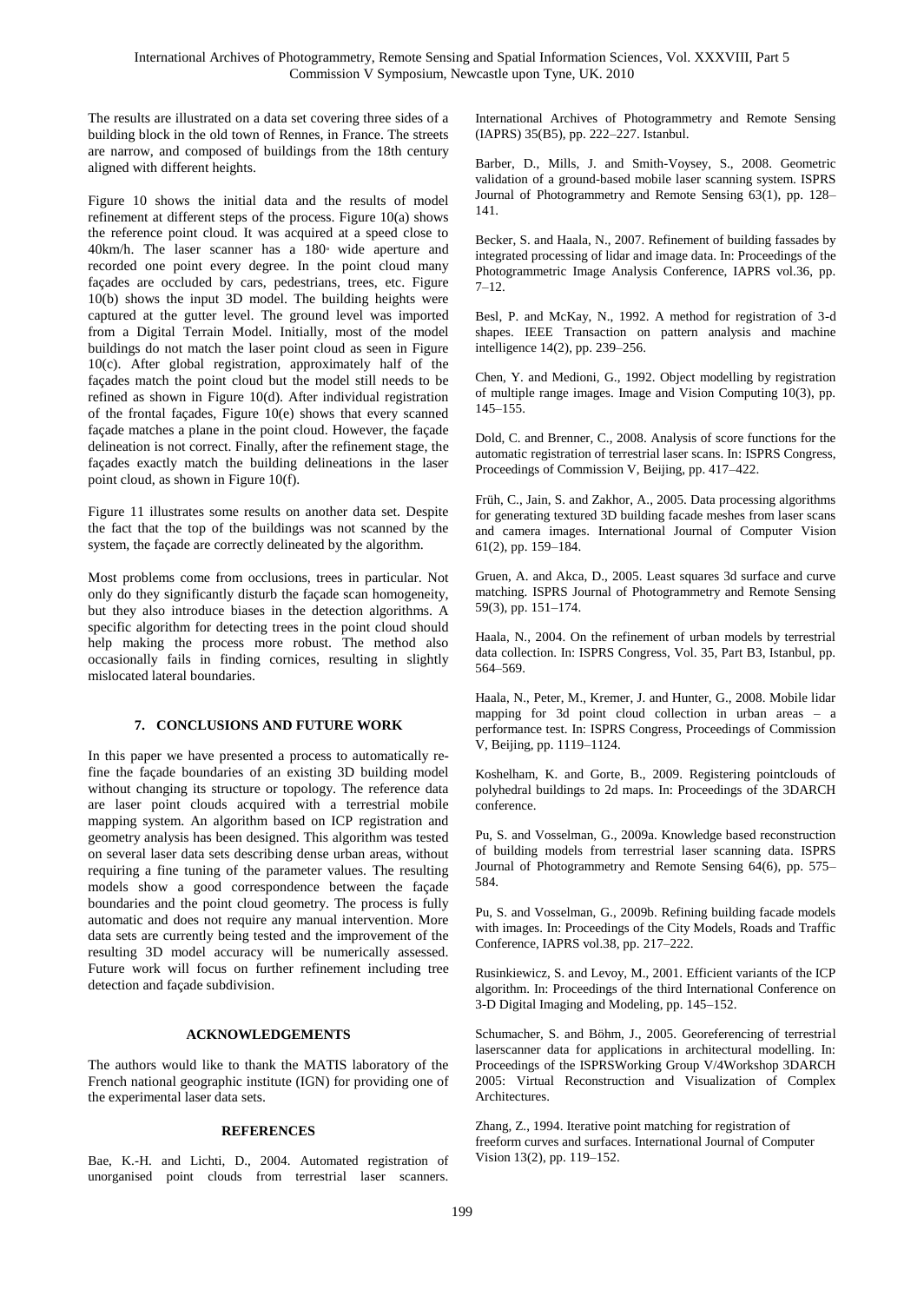The results are illustrated on a data set covering three sides of a building block in the old town of Rennes, in France. The streets are narrow, and composed of buildings from the 18th century aligned with different heights.

Figure 10 shows the initial data and the results of model refinement at different steps of the process. Figure 10(a) shows the reference point cloud. It was acquired at a speed close to 40km/h. The laser scanner has a 180° wide aperture and recorded one point every degree. In the point cloud many façades are occluded by cars, pedestrians, trees, etc. Figure 10(b) shows the input 3D model. The building heights were captured at the gutter level. The ground level was imported from a Digital Terrain Model. Initially, most of the model buildings do not match the laser point cloud as seen in Figure 10(c). After global registration, approximately half of the façades match the point cloud but the model still needs to be refined as shown in Figure 10(d). After individual registration of the frontal façades, Figure 10(e) shows that every scanned façade matches a plane in the point cloud. However, the façade delineation is not correct. Finally, after the refinement stage, the façades exactly match the building delineations in the laser point cloud, as shown in Figure 10(f).

Figure 11 illustrates some results on another data set. Despite the fact that the top of the buildings was not scanned by the system, the façade are correctly delineated by the algorithm.

Most problems come from occlusions, trees in particular. Not only do they significantly disturb the façade scan homogeneity, but they also introduce biases in the detection algorithms. A specific algorithm for detecting trees in the point cloud should help making the process more robust. The method also occasionally fails in finding cornices, resulting in slightly mislocated lateral boundaries.

## 7. CONCLUSIONS AND FUTURE WORK

In this paper we have presented a process to automatically re-fine the façade boundaries of an existing 3D building model without changing its structure or topology. The reference data are laser point clouds acquired with a terrestrial mobile mapping system. An algorithm based on ICP registration and geometry analysis has been designed. This algorithm was tested on several laser data sets describing dense urban areas, without requiring a fine tuning of the parameter values. The resulting models show a good correspondence between the façade boundaries and the point cloud geometry. The process is fully automatic and does not require any manual intervention. More data sets are currently being tested and the improvement of the resulting 3D model accuracy will be numerically assessed. Future work will focus on further refinement including tree detection and façade subdivision.

## ACKNOWLEDGEMENTS

The authors would like to thank the MATIS laboratory of the French national geographic institute (IGN) for providing one of the experimental laser data sets.

## REFERENCES

Bae, K.-H. and Lichti, D., 2004. Automated registration of unorganised point clouds from terrestrial laser scanners. International Archives of Photogrammetry and Remote Sensing (IAPRS) 35(B5), pp. 222–227. Istanbul.

Barber, D., Mills, J. and Smith-Voysey, S., 2008. Geometric validation of a ground-based mobile laser scanning system. ISPRS Journal of Photogrammetry and Remote Sensing 63(1), pp. 128–141.

Becker, S. and Haala, N., 2007. Refinement of building fassades by integrated processing of lidar and image data. In: Proceedings of the Photogrammetric Image Analysis Conference, IAPRS vol.36, pp. 7–12.

Besl, P. and McKay, N., 1992. A method for registration of 3-d shapes. IEEE Transaction on pattern analysis and machine intelligence 14(2), pp. 239–256.

Chen, Y. and Medioni, G., 1992. Object modelling by registration of multiple range images. Image and Vision Computing 10(3), pp. 145–155.

Dold, C. and Brenner, C., 2008. Analysis of score functions for the automatic registration of terrestrial laser scans. In: ISPRS Congress, Proceedings of Commission V, Beijing, pp. 417–422.

Früh, C., Jain, S. and Zakhor, A., 2005. Data processing algorithms for generating textured 3D building facade meshes from laser scans and camera images. International Journal of Computer Vision 61(2), pp. 159–184.

Gruen, A. and Akca, D., 2005. Least squares 3d surface and curve matching. ISPRS Journal of Photogrammetry and Remote Sensing 59(3), pp. 151–174.

Haala, N., 2004. On the refinement of urban models by terrestrial data collection. In: ISPRS Congress, Vol. 35, Part B3, Istanbul, pp. 564–569.

Haala, N., Peter, M., Kremer, J. and Hunter, G., 2008. Mobile lidar mapping for 3d point cloud collection in urban areas – a performance test. In: ISPRS Congress, Proceedings of Commission V, Beijing, pp. 1119–1124.

Koshelham, K. and Gorte, B., 2009. Registering pointclouds of polyhedral buildings to 2d maps. In: Proceedings of the 3DARCH conference.

Pu, S. and Vosselman, G., 2009a. Knowledge based reconstruction of building models from terrestrial laser scanning data. ISPRS Journal of Photogrammetry and Remote Sensing 64(6), pp. 575–584.

Pu, S. and Vosselman, G., 2009b. Refining building facade models with images. In: Proceedings of the City Models, Roads and Traffic Conference, IAPRS vol.38, pp. 217–222.

Rusinkiewicz, S. and Levoy, M., 2001. Efficient variants of the ICP algorithm. In: Proceedings of the third International Conference on 3-D Digital Imaging and Modeling, pp. 145–152.

Schumacher, S. and Böhm, J., 2005. Georeferencing of terrestrial laserscanner data for applications in architectural modelling. In: Proceedings of the ISPRSWorking Group V/4Workshop 3DARCH 2005: Virtual Reconstruction and Visualization of Complex Architectures.

Zhang, Z., 1994. Iterative point matching for registration of freeform curves and surfaces. International Journal of Computer Vision 13(2), pp. 119–152.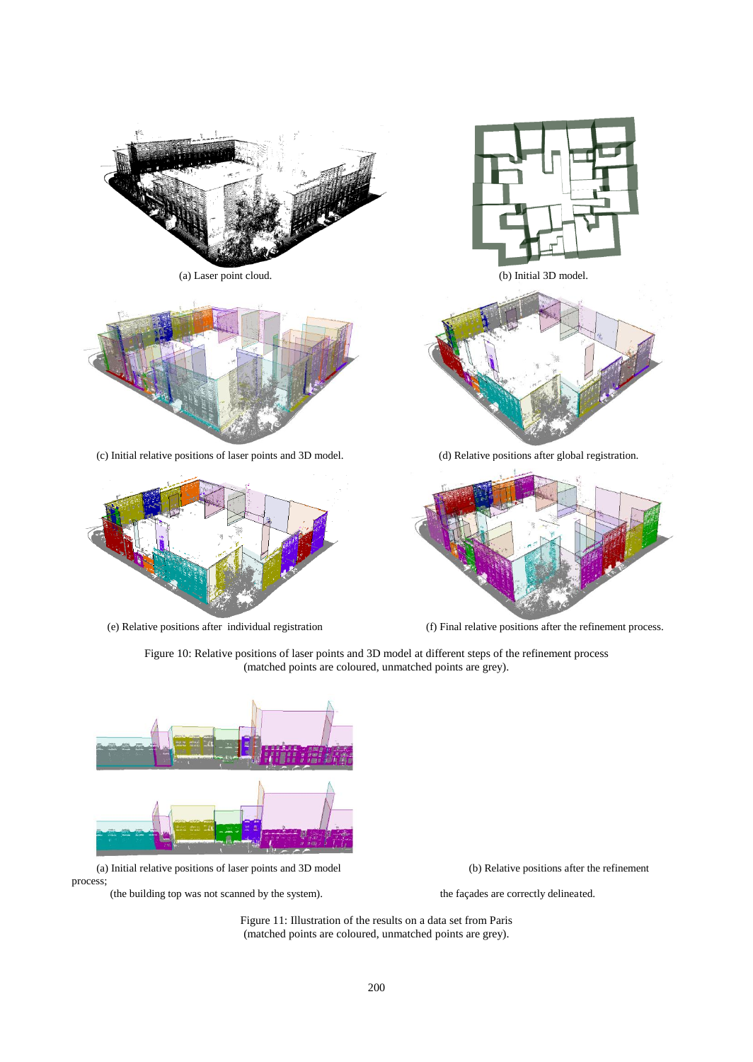(a) Laser point cloud.

(b) Initial 3D model.

(c) Initial relative positions of laser points and 3D model.

(d) Relative positions after global registration.

(e) Relative positions after individual registration

(f) Final relative positions after the refinement process.

Figure 10: Relative positions of laser points and 3D model at different steps of the refinement process (matched points are coloured, unmatched points are grey).

(a) Initial relative positions of laser points and 3D model (the building top was not scanned by the system).

(b) Relative positions after the refinement process; the façades are correctly delineated.

Figure 11: Illustration of the results on a data set from Paris (matched points are coloured, unmatched points are grey).